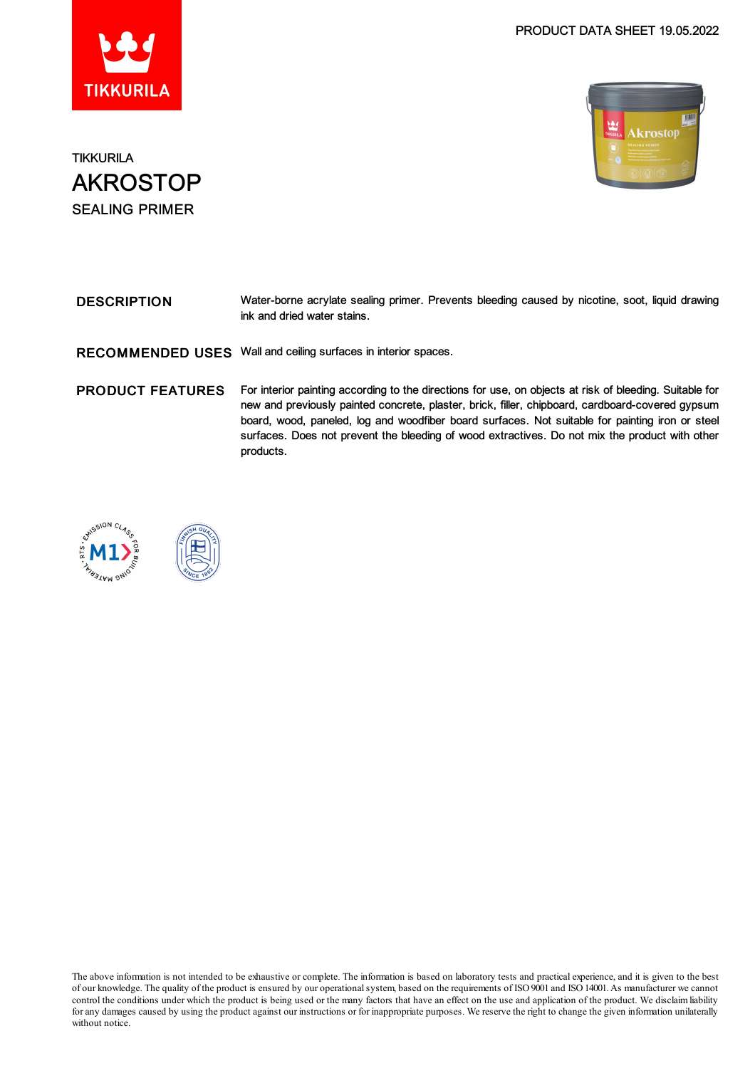PRODUCT DATA SHEET 19.05.2022

TIKKURILA

# AKROSTOP

## SEALING PRIMER

**DESCRIPTION**

Water-borne acrylate sealing primer. Prevents bleeding caused by nicotine, soot, liquid drawing ink and dried water stains.

**RECOMMENDED USES**

Wall and ceiling surfaces in interior spaces.

**PRODUCT FEATURES**

For interior painting according to the directions for use, on objects at risk of bleeding. Suitable for new and previously painted concrete, plaster, brick, filler, chipboard, cardboard-covered gypsum board, wood, paneled, log and woodfiber board surfaces. Not suitable for painting iron or steel surfaces. Does not prevent the bleeding of wood extractives. Do not mix the product with other products.

The above information is not intended to be exhaustive or complete. The information is based on laboratory tests and practical experience, and it is given to the best of our knowledge. The quality of the product is ensured by our operational system, based on the requirements of ISO 9001 and ISO 14001. As manufacturer we cannot control the conditions under which the product is being used or the many factors that have an effect on the use and application of the product. We disclaim liability for any damages caused by using the product against our instructions or for inappropriate purposes. We reserve the right to change the given information unilaterally without notice.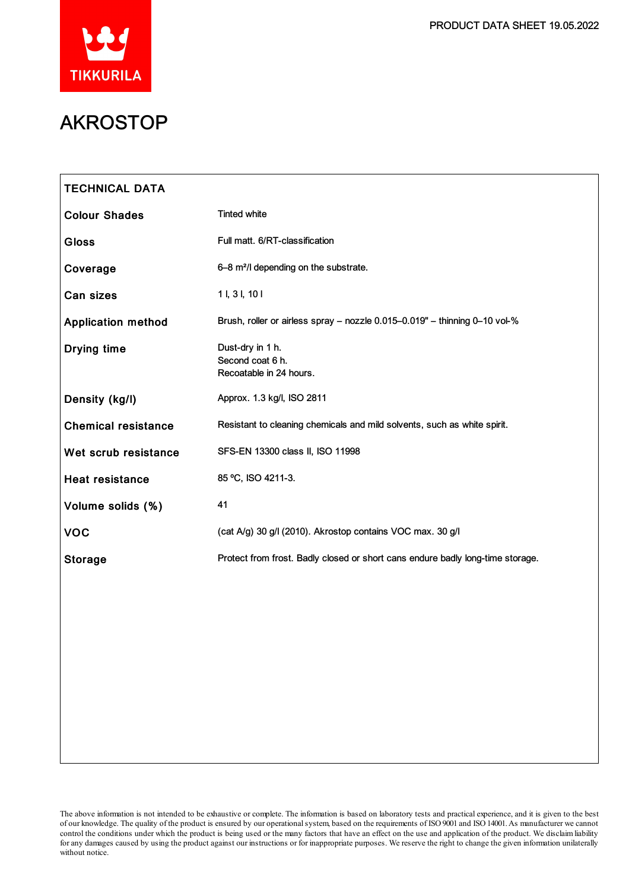PRODUCT DATA SHEET 19.05.2022

# AKROSTOP

## TECHNICAL DATA

| | |
|---|---|
| **Colour Shades** | Tinted white |
| **Gloss** | Full matt. 6/RT-classification |
| **Coverage** | 6–8 m²/l depending on the substrate. |
| **Can sizes** | 1 l, 3 l, 10 l |
| **Application method** | Brush, roller or airless spray – nozzle 0.015–0.019" – thinning 0–10 vol-% |
| **Drying time** | Dust-dry in 1 h.<br>Second coat 6 h.<br>Recoatable in 24 hours. |
| **Density (kg/l)** | Approx. 1.3 kg/l, ISO 2811 |
| **Chemical resistance** | Resistant to cleaning chemicals and mild solvents, such as white spirit. |
| **Wet scrub resistance** | SFS-EN 13300 class II, ISO 11998 |
| **Heat resistance** | 85 ºC, ISO 4211-3. |
| **Volume solids (%)** | 41 |
| **VOC** | (cat A/g) 30 g/l (2010). Akrostop contains VOC max. 30 g/l |
| **Storage** | Protect from frost. Badly closed or short cans endure badly long-time storage. |

The above information is not intended to be exhaustive or complete. The information is based on laboratory tests and practical experience, and it is given to the best of our knowledge. The quality of the product is ensured by our operational system, based on the requirements of ISO 9001 and ISO 14001. As manufacturer we cannot control the conditions under which the product is being used or the many factors that have an effect on the use and application of the product. We disclaim liability for any damages caused by using the product against our instructions or for inappropriate purposes. We reserve the right to change the given information unilaterally without notice.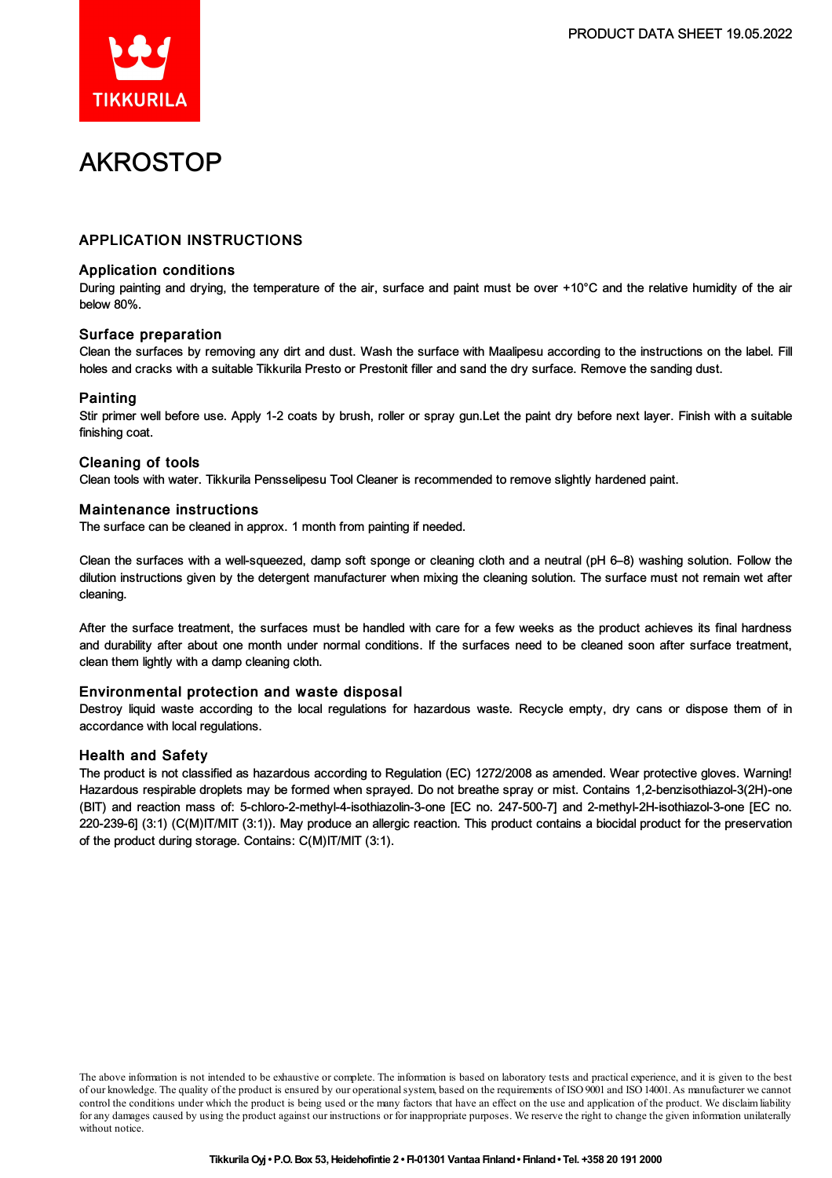# AKROSTOP

## APPLICATION INSTRUCTIONS

### Application conditions

During painting and drying, the temperature of the air, surface and paint must be over +10°C and the relative humidity of the air below 80%.

### Surface preparation

Clean the surfaces by removing any dirt and dust. Wash the surface with Maalipesu according to the instructions on the label. Fill holes and cracks with a suitable Tikkurila Presto or Prestonit filler and sand the dry surface. Remove the sanding dust.

### Painting

Stir primer well before use. Apply 1-2 coats by brush, roller or spray gun.Let the paint dry before next layer. Finish with a suitable finishing coat.

### Cleaning of tools

Clean tools with water. Tikkurila Pensselipesu Tool Cleaner is recommended to remove slightly hardened paint.

### Maintenance instructions

The surface can be cleaned in approx. 1 month from painting if needed.

Clean the surfaces with a well-squeezed, damp soft sponge or cleaning cloth and a neutral (pH 6–8) washing solution. Follow the dilution instructions given by the detergent manufacturer when mixing the cleaning solution. The surface must not remain wet after cleaning.

After the surface treatment, the surfaces must be handled with care for a few weeks as the product achieves its final hardness and durability after about one month under normal conditions. If the surfaces need to be cleaned soon after surface treatment, clean them lightly with a damp cleaning cloth.

### Environmental protection and waste disposal

Destroy liquid waste according to the local regulations for hazardous waste. Recycle empty, dry cans or dispose them of in accordance with local regulations.

### Health and Safety

The product is not classified as hazardous according to Regulation (EC) 1272/2008 as amended. Wear protective gloves. Warning! Hazardous respirable droplets may be formed when sprayed. Do not breathe spray or mist. Contains 1,2-benzisothiazol-3(2H)-one (BIT) and reaction mass of: 5-chloro-2-methyl-4-isothiazolin-3-one [EC no. 247-500-7] and 2-methyl-2H-isothiazol-3-one [EC no. 220-239-6] (3:1) (C(M)IT/MIT (3:1)). May produce an allergic reaction. This product contains a biocidal product for the preservation of the product during storage. Contains: C(M)IT/MIT (3:1).

The above information is not intended to be exhaustive or complete. The information is based on laboratory tests and practical experience, and it is given to the best of our knowledge. The quality of the product is ensured by our operational system, based on the requirements of ISO 9001 and ISO 14001. As manufacturer we cannot control the conditions under which the product is being used or the many factors that have an effect on the use and application of the product. We disclaim liability for any damages caused by using the product against our instructions or for inappropriate purposes. We reserve the right to change the given information unilaterally without notice.

**Tikkurila Oyj • P.O. Box 53, Heidehofintie 2 • FI-01301 Vantaa Finland • Finland • Tel. +358 20 191 2000**